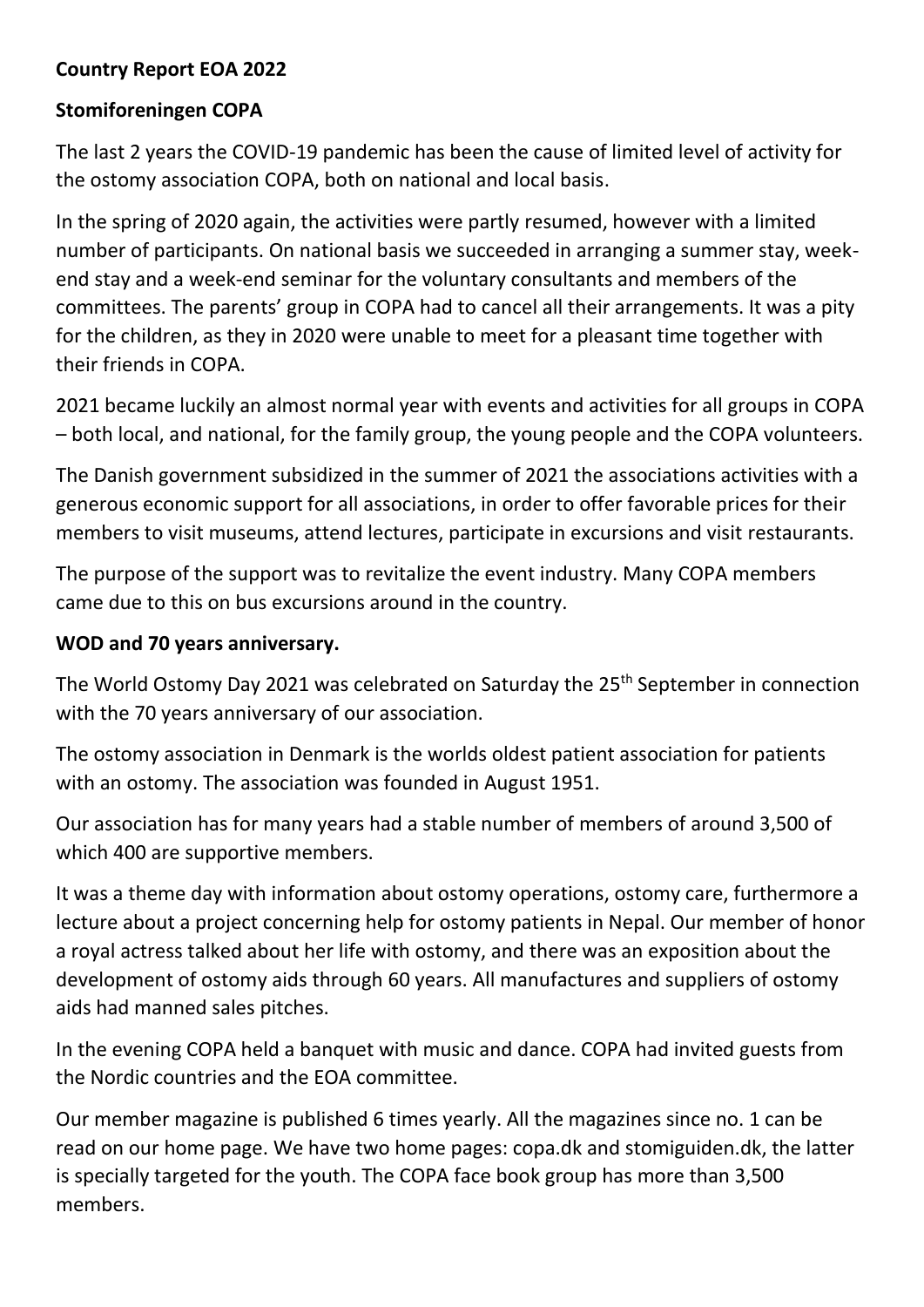**Country Report EOA 2022**

**Stomiforeningen COPA**

The last 2 years the COVID-19 pandemic has been the cause of limited level of activity for the ostomy association COPA, both on national and local basis.

In the spring of 2020 again, the activities were partly resumed, however with a limited number of participants. On national basis we succeeded in arranging a summer stay, week-end stay and a week-end seminar for the voluntary consultants and members of the committees. The parents' group in COPA had to cancel all their arrangements. It was a pity for the children, as they in 2020 were unable to meet for a pleasant time together with their friends in COPA.

2021 became luckily an almost normal year with events and activities for all groups in COPA – both local, and national, for the family group, the young people and the COPA volunteers.

The Danish government subsidized in the summer of 2021 the associations activities with a generous economic support for all associations, in order to offer favorable prices for their members to visit museums, attend lectures, participate in excursions and visit restaurants.

The purpose of the support was to revitalize the event industry. Many COPA members came due to this on bus excursions around in the country.

**WOD and 70 years anniversary.**

The World Ostomy Day 2021 was celebrated on Saturday the 25th September in connection with the 70 years anniversary of our association.

The ostomy association in Denmark is the worlds oldest patient association for patients with an ostomy. The association was founded in August 1951.

Our association has for many years had a stable number of members of around 3,500 of which 400 are supportive members.

It was a theme day with information about ostomy operations, ostomy care, furthermore a lecture about a project concerning help for ostomy patients in Nepal. Our member of honor a royal actress talked about her life with ostomy, and there was an exposition about the development of ostomy aids through 60 years. All manufactures and suppliers of ostomy aids had manned sales pitches.

In the evening COPA held a banquet with music and dance. COPA had invited guests from the Nordic countries and the EOA committee.

Our member magazine is published 6 times yearly. All the magazines since no. 1 can be read on our home page. We have two home pages: copa.dk and stomiguiden.dk, the latter is specially targeted for the youth. The COPA face book group has more than 3,500 members.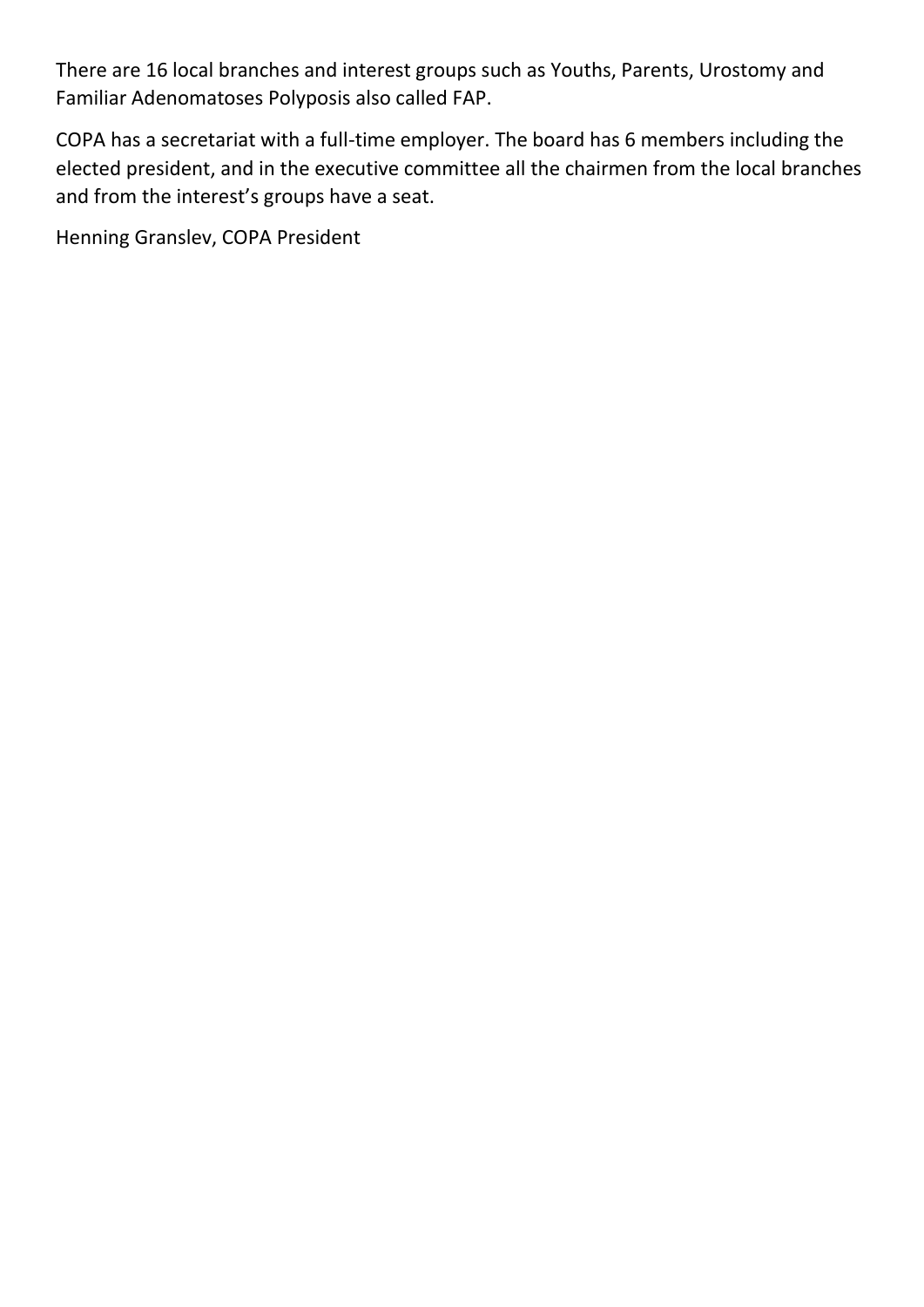There are 16 local branches and interest groups such as Youths, Parents, Urostomy and Familiar Adenomatoses Polyposis also called FAP.

COPA has a secretariat with a full-time employer. The board has 6 members including the elected president, and in the executive committee all the chairmen from the local branches and from the interest's groups have a seat.

Henning Granslev, COPA President